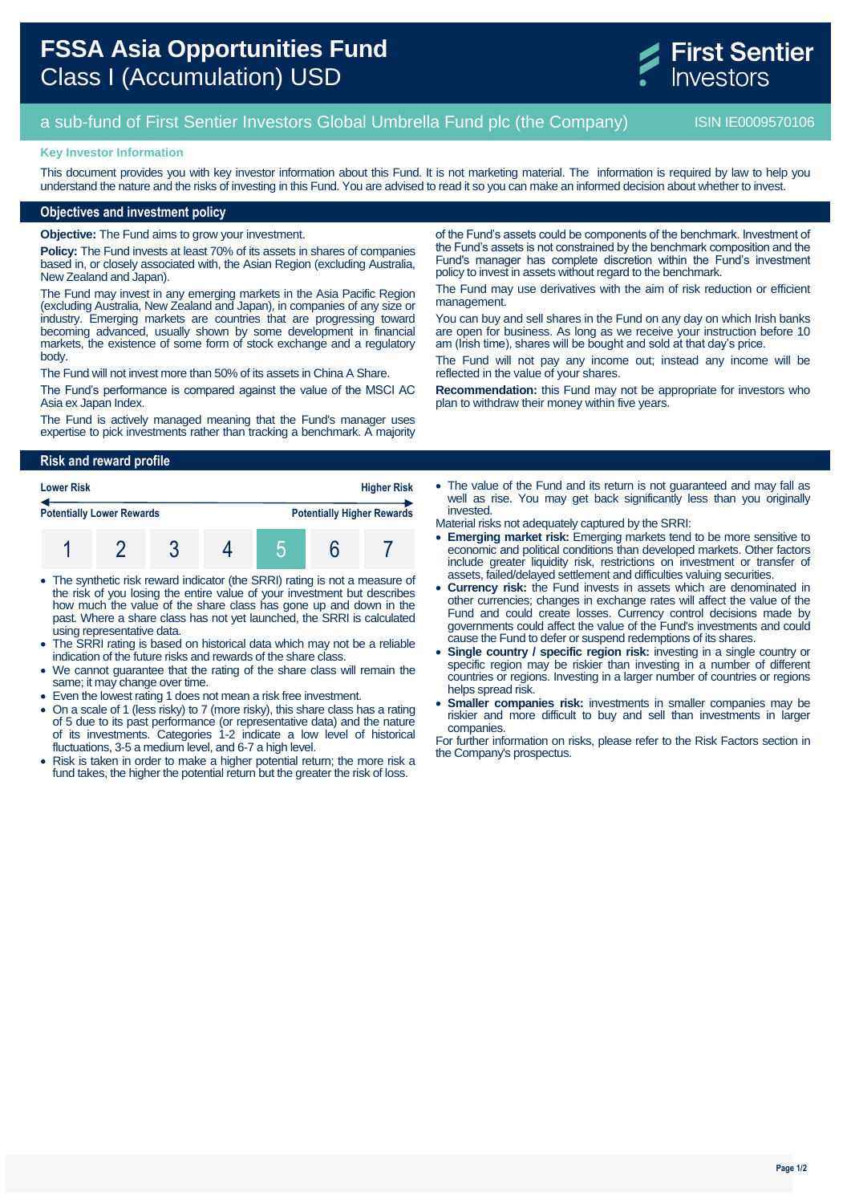# FSSA Asia Opportunities Fund
## Class I (Accumulation) USD

First Sentier Investors

a sub-fund of First Sentier Investors Global Umbrella Fund plc (the Company) — ISIN IE0009570106

**Key Investor Information**

This document provides you with key investor information about this Fund. It is not marketing material. The information is required by law to help you understand the nature and the risks of investing in this Fund. You are advised to read it so you can make an informed decision about whether to invest.

## Objectives and investment policy

**Objective:** The Fund aims to grow your investment.

**Policy:** The Fund invests at least 70% of its assets in shares of companies based in, or closely associated with, the Asian Region (excluding Australia, New Zealand and Japan).

The Fund may invest in any emerging markets in the Asia Pacific Region (excluding Australia, New Zealand and Japan), in companies of any size or industry. Emerging markets are countries that are progressing toward becoming advanced, usually shown by some development in financial markets, the existence of some form of stock exchange and a regulatory body.

The Fund will not invest more than 50% of its assets in China A Share.

The Fund's performance is compared against the value of the MSCI AC Asia ex Japan Index.

The Fund is actively managed meaning that the Fund's manager uses expertise to pick investments rather than tracking a benchmark. A majority of the Fund's assets could be components of the benchmark. Investment of the Fund's assets is not constrained by the benchmark composition and the Fund's manager has complete discretion within the Fund's investment policy to invest in assets without regard to the benchmark.

The Fund may use derivatives with the aim of risk reduction or efficient management.

You can buy and sell shares in the Fund on any day on which Irish banks are open for business. As long as we receive your instruction before 10 am (Irish time), shares will be bought and sold at that day's price.

The Fund will not pay any income out; instead any income will be reflected in the value of your shares.

**Recommendation:** this Fund may not be appropriate for investors who plan to withdraw their money within five years.

## Risk and reward profile

| Lower Risk | | | | | | Higher Risk |
|---|---|---|---|---|---|---|
| Potentially Lower Rewards | | | | | | Potentially Higher Rewards |
| 1 | 2 | 3 | 4 | **5** | 6 | 7 |

- The synthetic risk reward indicator (the SRRI) rating is not a measure of the risk of you losing the entire value of your investment but describes how much the value of the share class has gone up and down in the past. Where a share class has not yet launched, the SRRI is calculated using representative data.
- The SRRI rating is based on historical data which may not be a reliable indication of the future risks and rewards of the share class.
- We cannot guarantee that the rating of the share class will remain the same; it may change over time.
- Even the lowest rating 1 does not mean a risk free investment.
- On a scale of 1 (less risky) to 7 (more risky), this share class has a rating of 5 due to its past performance (or representative data) and the nature of its investments. Categories 1-2 indicate a low level of historical fluctuations, 3-5 a medium level, and 6-7 a high level.
- Risk is taken in order to make a higher potential return; the more risk a fund takes, the higher the potential return but the greater the risk of loss.
- The value of the Fund and its return is not guaranteed and may fall as well as rise. You may get back significantly less than you originally invested.

Material risks not adequately captured by the SRRI:

- **Emerging market risk:** Emerging markets tend to be more sensitive to economic and political conditions than developed markets. Other factors include greater liquidity risk, restrictions on investment or transfer of assets, failed/delayed settlement and difficulties valuing securities.
- **Currency risk:** the Fund invests in assets which are denominated in other currencies; changes in exchange rates will affect the value of the Fund and could create losses. Currency control decisions made by governments could affect the value of the Fund's investments and could cause the Fund to defer or suspend redemptions of its shares.
- **Single country / specific region risk:** investing in a single country or specific region may be riskier than investing in a number of different countries or regions. Investing in a larger number of countries or regions helps spread risk.
- **Smaller companies risk:** investments in smaller companies may be riskier and more difficult to buy and sell than investments in larger companies.

For further information on risks, please refer to the Risk Factors section in the Company's prospectus.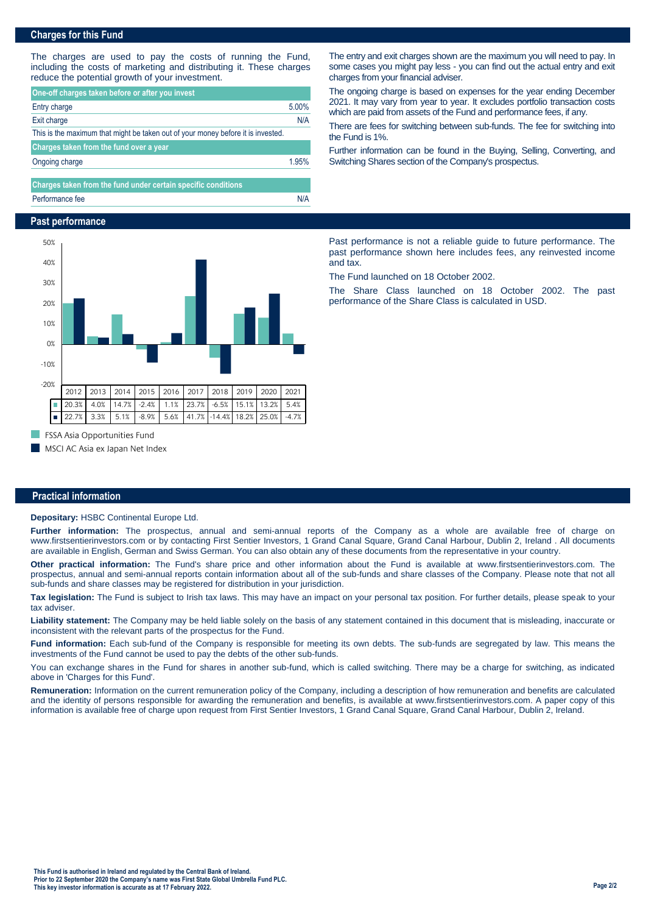## Charges for this Fund

The charges are used to pay the costs of running the Fund, including the costs of marketing and distributing it. These charges reduce the potential growth of your investment.

| One-off charges taken before or after you invest | |
|---|---|
| Entry charge | 5.00% |
| Exit charge | N/A |
| This is the maximum that might be taken out of your money before it is invested. | |
| **Charges taken from the fund over a year** | |
| Ongoing charge | 1.95% |
| **Charges taken from the fund under certain specific conditions** | |
| Performance fee | N/A |

The entry and exit charges shown are the maximum you will need to pay. In some cases you might pay less - you can find out the actual entry and exit charges from your financial adviser.

The ongoing charge is based on expenses for the year ending December 2021. It may vary from year to year. It excludes portfolio transaction costs which are paid from assets of the Fund and performance fees, if any.

There are fees for switching between sub-funds. The fee for switching into the Fund is 1%.

Further information can be found in the Buying, Selling, Converting, and Switching Shares section of the Company's prospectus.

## Past performance

50%
40%
30%
20%
10%
0%
-10%
-20%

2012 2013 2014 2015 2016 2017 2018 2019 2020 2021

FSSA Asia Opportunities Fund: 20.3% 4.0% 14.7% -2.4% 1.1% 23.7% -6.5% 15.1% 13.2% 5.4%

MSCI AC Asia ex Japan Net Index: 22.7% 3.3% 5.1% -8.9% 5.6% 41.7% -14.4% 18.2% 25.0% -4.7%

Past performance is not a reliable guide to future performance. The past performance shown here includes fees, any reinvested income and tax.

The Fund launched on 18 October 2002.

The Share Class launched on 18 October 2002. The past performance of the Share Class is calculated in USD.

## Practical information

**Depositary:** HSBC Continental Europe Ltd.

**Further information:** The prospectus, annual and semi-annual reports of the Company as a whole are available free of charge on www.firstsentierinvestors.com or by contacting First Sentier Investors, 1 Grand Canal Square, Grand Canal Harbour, Dublin 2, Ireland . All documents are available in English, German and Swiss German. You can also obtain any of these documents from the representative in your country.

**Other practical information:** The Fund's share price and other information about the Fund is available at www.firstsentierinvestors.com. The prospectus, annual and semi-annual reports contain information about all of the sub-funds and share classes of the Company. Please note that not all sub-funds and share classes may be registered for distribution in your jurisdiction.

**Tax legislation:** The Fund is subject to Irish tax laws. This may have an impact on your personal tax position. For further details, please speak to your tax adviser.

**Liability statement:** The Company may be held liable solely on the basis of any statement contained in this document that is misleading, inaccurate or inconsistent with the relevant parts of the prospectus for the Fund.

**Fund information:** Each sub-fund of the Company is responsible for meeting its own debts. The sub-funds are segregated by law. This means the investments of the Fund cannot be used to pay the debts of the other sub-funds.

You can exchange shares in the Fund for shares in another sub-fund, which is called switching. There may be a charge for switching, as indicated above in 'Charges for this Fund'.

**Remuneration:** Information on the current remuneration policy of the Company, including a description of how remuneration and benefits are calculated and the identity of persons responsible for awarding the remuneration and benefits, is available at www.firstsentierinvestors.com. A paper copy of this information is available free of charge upon request from First Sentier Investors, 1 Grand Canal Square, Grand Canal Harbour, Dublin 2, Ireland.

**This Fund is authorised in Ireland and regulated by the Central Bank of Ireland.**
**Prior to 22 September 2020 the Company's name was First State Global Umbrella Fund PLC.**
**This key investor information is accurate as at 17 February 2022.**